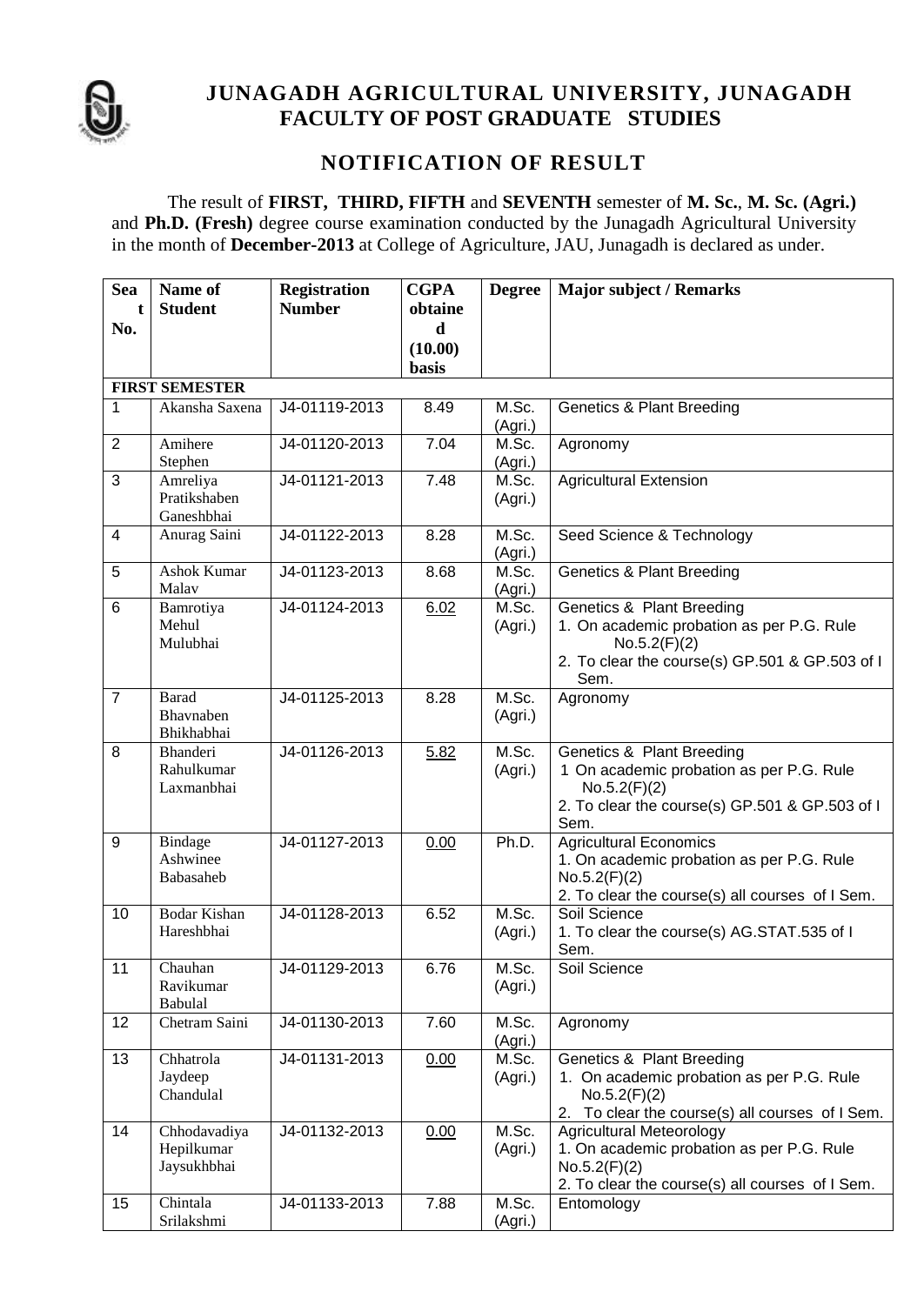# JUNAGADH AGRICULTURAL UNIVERSITY, JUNAGADH
## FACULTY OF POST GRADUATE STUDIES

## NOTIFICATION OF RESULT

The result of **FIRST, THIRD, FIFTH** and **SEVENTH** semester of **M. Sc.**, **M. Sc. (Agri.)** and **Ph.D. (Fresh)** degree course examination conducted by the Junagadh Agricultural University in the month of **December-2013** at College of Agriculture, JAU, Junagadh is declared as under.

| Seat No. | Name of Student | Registration Number | CGPA obtained (10.00) basis | Degree | Major subject / Remarks |
|---|---|---|---|---|---|
| **FIRST SEMESTER** | | | | | |
| 1 | Akansha Saxena | J4-01119-2013 | 8.49 | M.Sc. (Agri.) | Genetics & Plant Breeding |
| 2 | Amihere Stephen | J4-01120-2013 | 7.04 | M.Sc. (Agri.) | Agronomy |
| 3 | Amreliya Pratikshaben Ganeshbhai | J4-01121-2013 | 7.48 | M.Sc. (Agri.) | Agricultural Extension |
| 4 | Anurag Saini | J4-01122-2013 | 8.28 | M.Sc. (Agri.) | Seed Science & Technology |
| 5 | Ashok Kumar Malav | J4-01123-2013 | 8.68 | M.Sc. (Agri.) | Genetics & Plant Breeding |
| 6 | Bamrotiya Mehul Mulubhai | J4-01124-2013 | 6.02 | M.Sc. (Agri.) | Genetics & Plant Breeding<br>1. On academic probation as per P.G. Rule No.5.2(F)(2)<br>2. To clear the course(s) GP.501 & GP.503 of I Sem. |
| 7 | Barad Bhavnaben Bhikhabhai | J4-01125-2013 | 8.28 | M.Sc. (Agri.) | Agronomy |
| 8 | Bhanderi Rahulkumar Laxmanbhai | J4-01126-2013 | 5.82 | M.Sc. (Agri.) | Genetics & Plant Breeding<br>1 On academic probation as per P.G. Rule No.5.2(F)(2)<br>2. To clear the course(s) GP.501 & GP.503 of I Sem. |
| 9 | Bindage Ashwinee Babasaheb | J4-01127-2013 | 0.00 | Ph.D. | Agricultural Economics<br>1. On academic probation as per P.G. Rule No.5.2(F)(2)<br>2. To clear the course(s) all courses of I Sem. |
| 10 | Bodar Kishan Hareshbhai | J4-01128-2013 | 6.52 | M.Sc. (Agri.) | Soil Science<br>1. To clear the course(s) AG.STAT.535 of I Sem. |
| 11 | Chauhan Ravikumar Babulal | J4-01129-2013 | 6.76 | M.Sc. (Agri.) | Soil Science |
| 12 | Chetram Saini | J4-01130-2013 | 7.60 | M.Sc. (Agri.) | Agronomy |
| 13 | Chhatrola Jaydeep Chandulal | J4-01131-2013 | 0.00 | M.Sc. (Agri.) | Genetics & Plant Breeding<br>1. On academic probation as per P.G. Rule No.5.2(F)(2)<br>2. To clear the course(s) all courses of I Sem. |
| 14 | Chhodavadiya Hepilkumar Jaysukhbhai | J4-01132-2013 | 0.00 | M.Sc. (Agri.) | Agricultural Meteorology<br>1. On academic probation as per P.G. Rule No.5.2(F)(2)<br>2. To clear the course(s) all courses of I Sem. |
| 15 | Chintala Srilakshmi | J4-01133-2013 | 7.88 | M.Sc. (Agri.) | Entomology |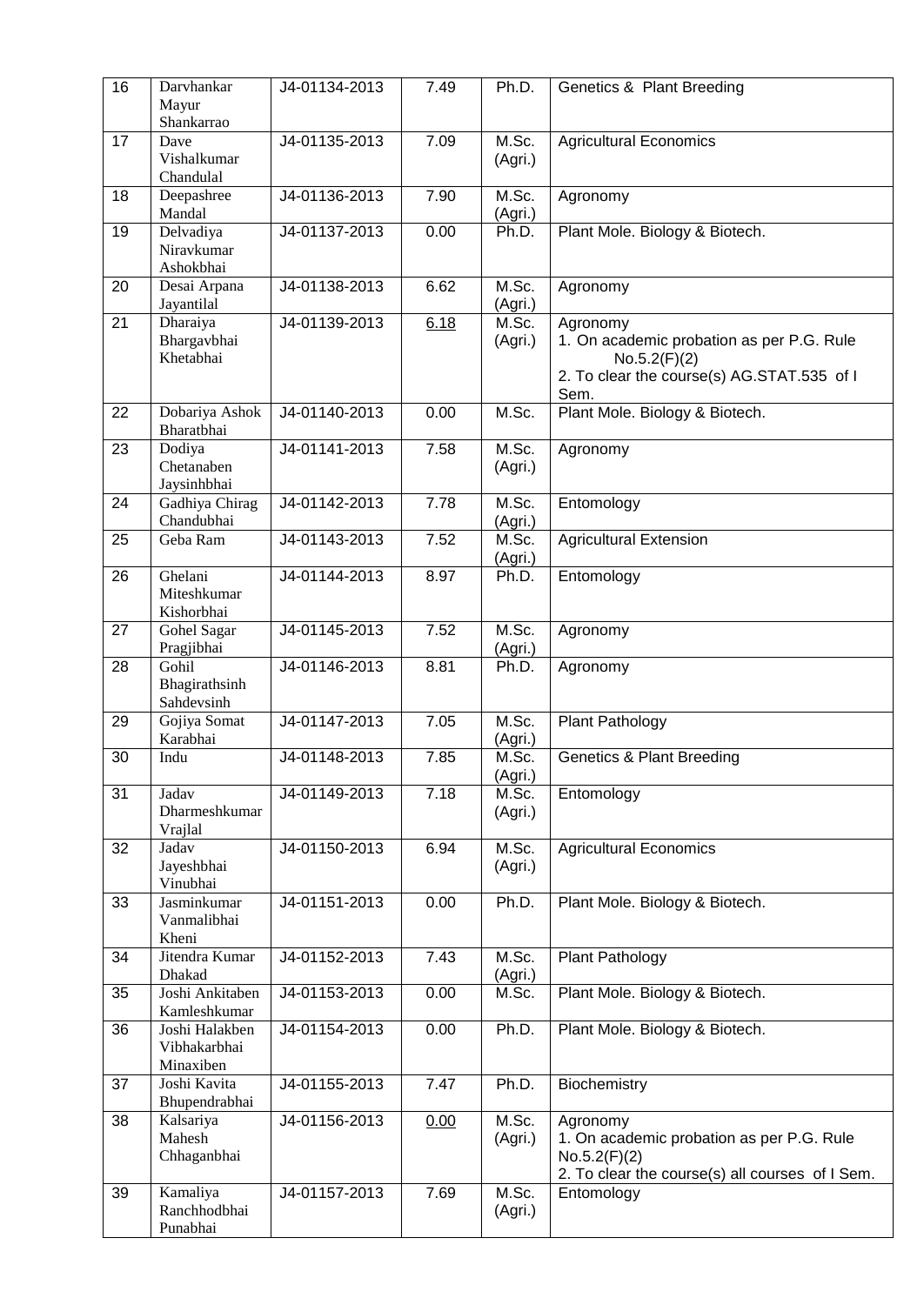| 16 | Darvhankar Mayur Shankarrao | J4-01134-2013 | 7.49 | Ph.D. | Genetics & Plant Breeding |
|---|---|---|---|---|---|
| 17 | Dave Vishalkumar Chandulal | J4-01135-2013 | 7.09 | M.Sc. (Agri.) | Agricultural Economics |
| 18 | Deepashree Mandal | J4-01136-2013 | 7.90 | M.Sc. (Agri.) | Agronomy |
| 19 | Delvadiya Niravkumar Ashokbhai | J4-01137-2013 | 0.00 | Ph.D. | Plant Mole. Biology & Biotech. |
| 20 | Desai Arpana Jayantilal | J4-01138-2013 | 6.62 | M.Sc. (Agri.) | Agronomy |
| 21 | Dharaiya Bhargavbhai Khetabhai | J4-01139-2013 | 6.18 | M.Sc. (Agri.) | Agronomy<br>1. On academic probation as per P.G. Rule No.5.2(F)(2)<br>2. To clear the course(s) AG.STAT.535 of I Sem. |
| 22 | Dobariya Ashok Bharatbhai | J4-01140-2013 | 0.00 | M.Sc. | Plant Mole. Biology & Biotech. |
| 23 | Dodiya Chetanaben Jaysinhbhai | J4-01141-2013 | 7.58 | M.Sc. (Agri.) | Agronomy |
| 24 | Gadhiya Chirag Chandubhai | J4-01142-2013 | 7.78 | M.Sc. (Agri.) | Entomology |
| 25 | Geba Ram | J4-01143-2013 | 7.52 | M.Sc. (Agri.) | Agricultural Extension |
| 26 | Ghelani Miteshkumar Kishorbhai | J4-01144-2013 | 8.97 | Ph.D. | Entomology |
| 27 | Gohel Sagar Pragjibhai | J4-01145-2013 | 7.52 | M.Sc. (Agri.) | Agronomy |
| 28 | Gohil Bhagirathsinh Sahdevsinh | J4-01146-2013 | 8.81 | Ph.D. | Agronomy |
| 29 | Gojiya Somat Karabhai | J4-01147-2013 | 7.05 | M.Sc. (Agri.) | Plant Pathology |
| 30 | Indu | J4-01148-2013 | 7.85 | M.Sc. (Agri.) | Genetics & Plant Breeding |
| 31 | Jadav Dharmeshkumar Vrajlal | J4-01149-2013 | 7.18 | M.Sc. (Agri.) | Entomology |
| 32 | Jadav Jayeshbhai Vinubhai | J4-01150-2013 | 6.94 | M.Sc. (Agri.) | Agricultural Economics |
| 33 | Jasminkumar Vanmalibhai Kheni | J4-01151-2013 | 0.00 | Ph.D. | Plant Mole. Biology & Biotech. |
| 34 | Jitendra Kumar Dhakad | J4-01152-2013 | 7.43 | M.Sc. (Agri.) | Plant Pathology |
| 35 | Joshi Ankitaben Kamleshkumar | J4-01153-2013 | 0.00 | M.Sc. | Plant Mole. Biology & Biotech. |
| 36 | Joshi Halakben Vibhakarbhai Minaxiben | J4-01154-2013 | 0.00 | Ph.D. | Plant Mole. Biology & Biotech. |
| 37 | Joshi Kavita Bhupendrabhai | J4-01155-2013 | 7.47 | Ph.D. | Biochemistry |
| 38 | Kalsariya Mahesh Chhaganbhai | J4-01156-2013 | 0.00 | M.Sc. (Agri.) | Agronomy<br>1. On academic probation as per P.G. Rule No.5.2(F)(2)<br>2. To clear the course(s) all courses of I Sem. |
| 39 | Kamaliya Ranchhodbhai Punabhai | J4-01157-2013 | 7.69 | M.Sc. (Agri.) | Entomology |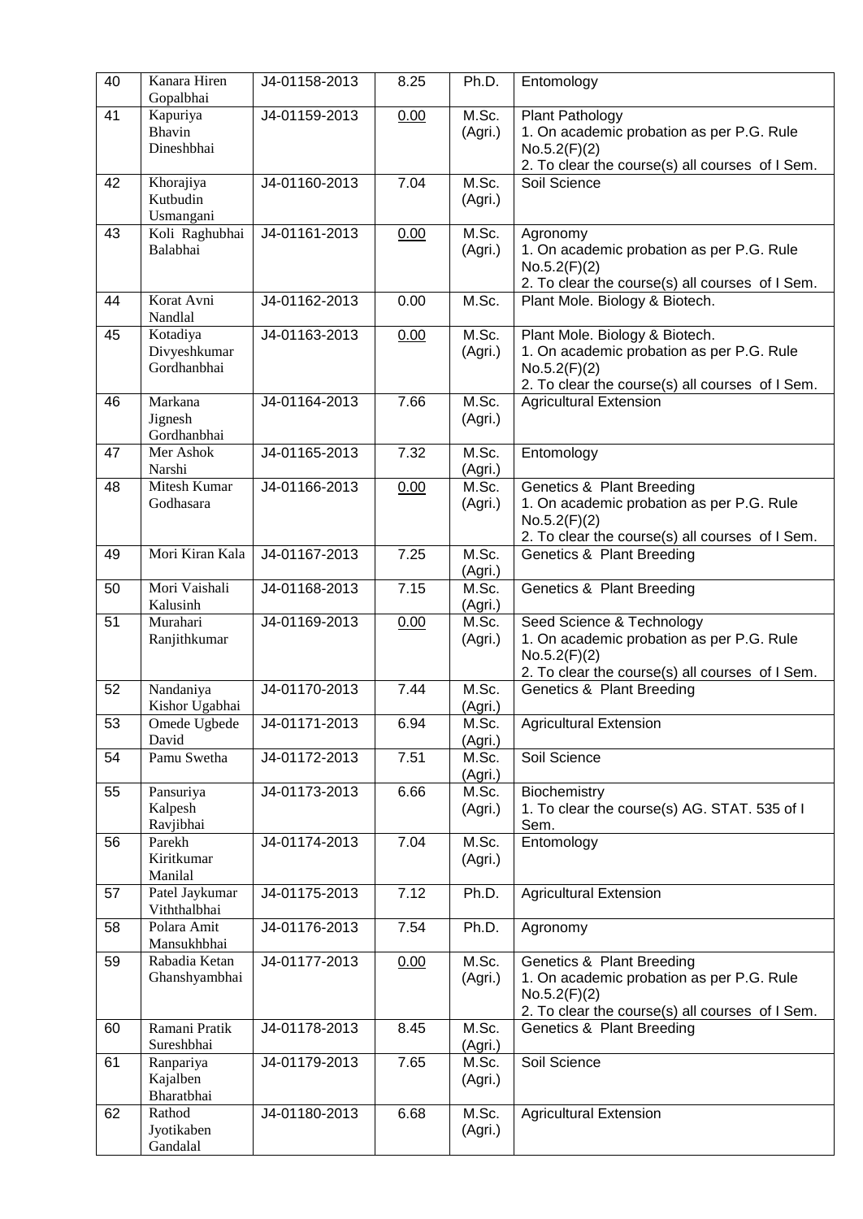| 40 | Kanara Hiren Gopalbhai | J4-01158-2013 | 8.25 | Ph.D. | Entomology |
|---|---|---|---|---|---|
| 41 | Kapuriya Bhavin Dineshbhai | J4-01159-2013 | 0.00 | M.Sc. (Agri.) | Plant Pathology<br>1. On academic probation as per P.G. Rule No.5.2(F)(2)<br>2. To clear the course(s) all courses of I Sem. |
| 42 | Khorajiya Kutbudin Usmangani | J4-01160-2013 | 7.04 | M.Sc. (Agri.) | Soil Science |
| 43 | Koli Raghubhai Balabhai | J4-01161-2013 | 0.00 | M.Sc. (Agri.) | Agronomy<br>1. On academic probation as per P.G. Rule No.5.2(F)(2)<br>2. To clear the course(s) all courses of I Sem. |
| 44 | Korat Avni Nandlal | J4-01162-2013 | 0.00 | M.Sc. | Plant Mole. Biology & Biotech. |
| 45 | Kotadiya Divyeshkumar Gordhanbhai | J4-01163-2013 | 0.00 | M.Sc. (Agri.) | Plant Mole. Biology & Biotech.<br>1. On academic probation as per P.G. Rule No.5.2(F)(2)<br>2. To clear the course(s) all courses of I Sem. |
| 46 | Markana Jignesh Gordhanbhai | J4-01164-2013 | 7.66 | M.Sc. (Agri.) | Agricultural Extension |
| 47 | Mer Ashok Narshi | J4-01165-2013 | 7.32 | M.Sc. (Agri.) | Entomology |
| 48 | Mitesh Kumar Godhasara | J4-01166-2013 | 0.00 | M.Sc. (Agri.) | Genetics & Plant Breeding<br>1. On academic probation as per P.G. Rule No.5.2(F)(2)<br>2. To clear the course(s) all courses of I Sem. |
| 49 | Mori Kiran Kala | J4-01167-2013 | 7.25 | M.Sc. (Agri.) | Genetics & Plant Breeding |
| 50 | Mori Vaishali Kalusinh | J4-01168-2013 | 7.15 | M.Sc. (Agri.) | Genetics & Plant Breeding |
| 51 | Murahari Ranjithkumar | J4-01169-2013 | 0.00 | M.Sc. (Agri.) | Seed Science & Technology<br>1. On academic probation as per P.G. Rule No.5.2(F)(2)<br>2. To clear the course(s) all courses of I Sem. |
| 52 | Nandaniya Kishor Ugabhai | J4-01170-2013 | 7.44 | M.Sc. (Agri.) | Genetics & Plant Breeding |
| 53 | Omede Ugbede David | J4-01171-2013 | 6.94 | M.Sc. (Agri.) | Agricultural Extension |
| 54 | Pamu Swetha | J4-01172-2013 | 7.51 | M.Sc. (Agri.) | Soil Science |
| 55 | Pansuriya Kalpesh Ravjibhai | J4-01173-2013 | 6.66 | M.Sc. (Agri.) | Biochemistry<br>1. To clear the course(s) AG. STAT. 535 of I Sem. |
| 56 | Parekh Kiritkumar Manilal | J4-01174-2013 | 7.04 | M.Sc. (Agri.) | Entomology |
| 57 | Patel Jaykumar Viththalbhai | J4-01175-2013 | 7.12 | Ph.D. | Agricultural Extension |
| 58 | Polara Amit Mansukhbhai | J4-01176-2013 | 7.54 | Ph.D. | Agronomy |
| 59 | Rabadia Ketan Ghanshyambhai | J4-01177-2013 | 0.00 | M.Sc. (Agri.) | Genetics & Plant Breeding<br>1. On academic probation as per P.G. Rule No.5.2(F)(2)<br>2. To clear the course(s) all courses of I Sem. |
| 60 | Ramani Pratik Sureshbhai | J4-01178-2013 | 8.45 | M.Sc. (Agri.) | Genetics & Plant Breeding |
| 61 | Ranpariya Kajalben Bharatbhai | J4-01179-2013 | 7.65 | M.Sc. (Agri.) | Soil Science |
| 62 | Rathod Jyotikaben Gandalal | J4-01180-2013 | 6.68 | M.Sc. (Agri.) | Agricultural Extension |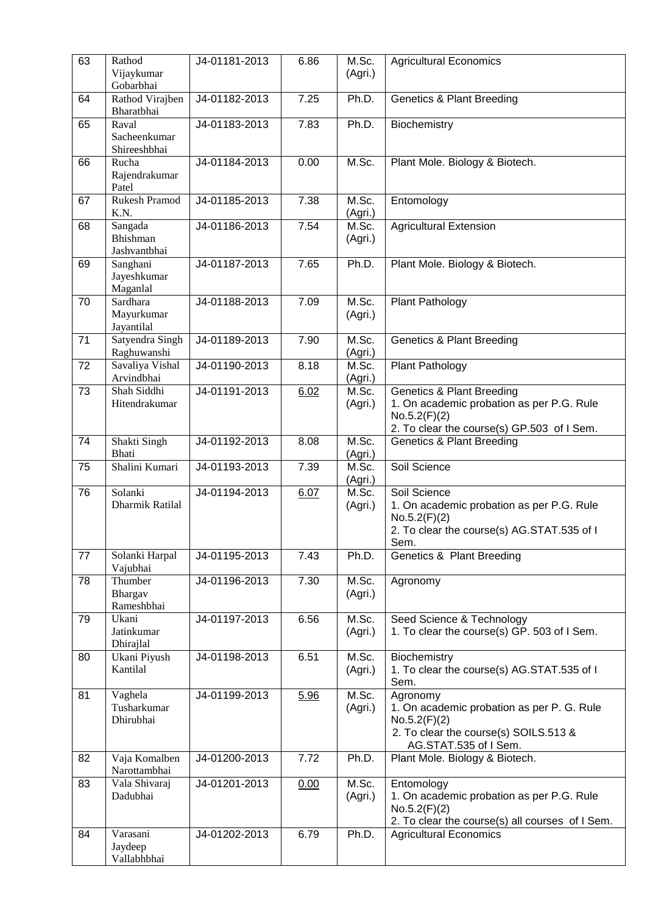| 63 | Rathod Vijaykumar Gobarbhai | J4-01181-2013 | 6.86 | M.Sc. (Agri.) | Agricultural Economics |
|---|---|---|---|---|---|
| 64 | Rathod Virajben Bharatbhai | J4-01182-2013 | 7.25 | Ph.D. | Genetics & Plant Breeding |
| 65 | Raval Sacheenkumar Shireeshbhai | J4-01183-2013 | 7.83 | Ph.D. | Biochemistry |
| 66 | Rucha Rajendrakumar Patel | J4-01184-2013 | 0.00 | M.Sc. | Plant Mole. Biology & Biotech. |
| 67 | Rukesh Pramod K.N. | J4-01185-2013 | 7.38 | M.Sc. (Agri.) | Entomology |
| 68 | Sangada Bhishman Jashvantbhai | J4-01186-2013 | 7.54 | M.Sc. (Agri.) | Agricultural Extension |
| 69 | Sanghani Jayeshkumar Maganlal | J4-01187-2013 | 7.65 | Ph.D. | Plant Mole. Biology & Biotech. |
| 70 | Sardhara Mayurkumar Jayantilal | J4-01188-2013 | 7.09 | M.Sc. (Agri.) | Plant Pathology |
| 71 | Satyendra Singh Raghuwanshi | J4-01189-2013 | 7.90 | M.Sc. (Agri.) | Genetics & Plant Breeding |
| 72 | Savaliya Vishal Arvindbhai | J4-01190-2013 | 8.18 | M.Sc. (Agri.) | Plant Pathology |
| 73 | Shah Siddhi Hitendrakumar | J4-01191-2013 | 6.02 | M.Sc. (Agri.) | Genetics & Plant Breeding<br>1. On academic probation as per P.G. Rule No.5.2(F)(2)<br>2. To clear the course(s) GP.503 of I Sem. |
| 74 | Shakti Singh Bhati | J4-01192-2013 | 8.08 | M.Sc. (Agri.) | Genetics & Plant Breeding |
| 75 | Shalini Kumari | J4-01193-2013 | 7.39 | M.Sc. (Agri.) | Soil Science |
| 76 | Solanki Dharmik Ratilal | J4-01194-2013 | 6.07 | M.Sc. (Agri.) | Soil Science<br>1. On academic probation as per P.G. Rule No.5.2(F)(2)<br>2. To clear the course(s) AG.STAT.535 of I Sem. |
| 77 | Solanki Harpal Vajubhai | J4-01195-2013 | 7.43 | Ph.D. | Genetics & Plant Breeding |
| 78 | Thumber Bhargav Rameshbhai | J4-01196-2013 | 7.30 | M.Sc. (Agri.) | Agronomy |
| 79 | Ukani Jatinkumar Dhirajlal | J4-01197-2013 | 6.56 | M.Sc. (Agri.) | Seed Science & Technology<br>1. To clear the course(s) GP. 503 of I Sem. |
| 80 | Ukani Piyush Kantilal | J4-01198-2013 | 6.51 | M.Sc. (Agri.) | Biochemistry<br>1. To clear the course(s) AG.STAT.535 of I Sem. |
| 81 | Vaghela Tusharkumar Dhirubhai | J4-01199-2013 | 5.96 | M.Sc. (Agri.) | Agronomy<br>1. On academic probation as per P. G. Rule No.5.2(F)(2)<br>2. To clear the course(s) SOILS.513 & AG.STAT.535 of I Sem. |
| 82 | Vaja Komalben Narottambhai | J4-01200-2013 | 7.72 | Ph.D. | Plant Mole. Biology & Biotech. |
| 83 | Vala Shivaraj Dadubhai | J4-01201-2013 | 0.00 | M.Sc. (Agri.) | Entomology<br>1. On academic probation as per P.G. Rule No.5.2(F)(2)<br>2. To clear the course(s) all courses of I Sem. |
| 84 | Varasani Jaydeep Vallabhbhai | J4-01202-2013 | 6.79 | Ph.D. | Agricultural Economics |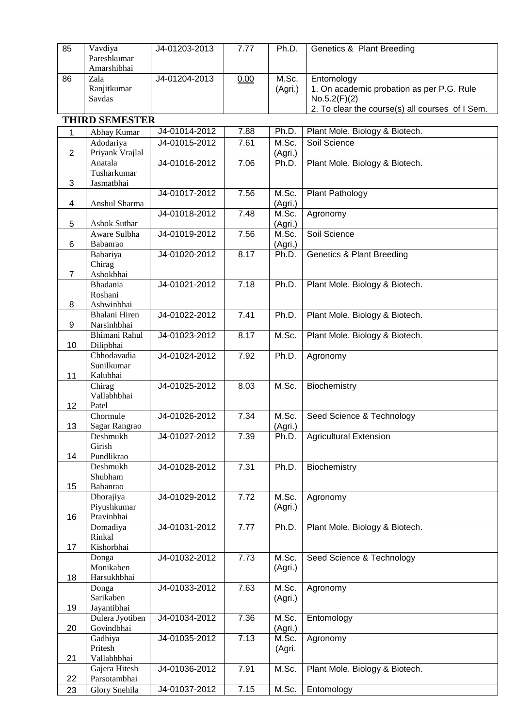| 85 | Vavdiya Pareshkumar Amarshibhai | J4-01203-2013 | 7.77 | Ph.D. | Genetics & Plant Breeding |
|---|---|---|---|---|---|
| 86 | Zala Ranjitkumar Savdas | J4-01204-2013 | 0.00 | M.Sc. (Agri.) | Entomology<br>1. On academic probation as per P.G. Rule No.5.2(F)(2)<br>2. To clear the course(s) all courses of I Sem. |

**THIRD SEMESTER**

| 1 | Abhay Kumar | J4-01014-2012 | 7.88 | Ph.D. | Plant Mole. Biology & Biotech. |
|---|---|---|---|---|---|
| 2 | Adodariya Priyank Vrajlal | J4-01015-2012 | 7.61 | M.Sc. (Agri.) | Soil Science |
| 3 | Anatala Tusharkumar Jasmatbhai | J4-01016-2012 | 7.06 | Ph.D. | Plant Mole. Biology & Biotech. |
| 4 | Anshul Sharma | J4-01017-2012 | 7.56 | M.Sc. (Agri.) | Plant Pathology |
| 5 | Ashok Suthar | J4-01018-2012 | 7.48 | M.Sc. (Agri.) | Agronomy |
| 6 | Aware Sulbha Babanrao | J4-01019-2012 | 7.56 | M.Sc. (Agri.) | Soil Science |
| 7 | Babariya Chirag Ashokbhai | J4-01020-2012 | 8.17 | Ph.D. | Genetics & Plant Breeding |
| 8 | Bhadania Roshani Ashwinbhai | J4-01021-2012 | 7.18 | Ph.D. | Plant Mole. Biology & Biotech. |
| 9 | Bhalani Hiren Narsinhbhai | J4-01022-2012 | 7.41 | Ph.D. | Plant Mole. Biology & Biotech. |
| 10 | Bhimani Rahul Dilipbhai | J4-01023-2012 | 8.17 | M.Sc. | Plant Mole. Biology & Biotech. |
| 11 | Chhodavadia Sunilkumar Kalubhai | J4-01024-2012 | 7.92 | Ph.D. | Agronomy |
| 12 | Chirag Vallabhbhai Patel | J4-01025-2012 | 8.03 | M.Sc. | Biochemistry |
| 13 | Chormule Sagar Rangrao | J4-01026-2012 | 7.34 | M.Sc. (Agri.) | Seed Science & Technology |
| 14 | Deshmukh Girish Pundlikrao | J4-01027-2012 | 7.39 | Ph.D. | Agricultural Extension |
| 15 | Deshmukh Shubham Babanrao | J4-01028-2012 | 7.31 | Ph.D. | Biochemistry |
| 16 | Dhorajiya Piyushkumar Pravinbhai | J4-01029-2012 | 7.72 | M.Sc. (Agri.) | Agronomy |
| 17 | Domadiya Rinkal Kishorbhai | J4-01031-2012 | 7.77 | Ph.D. | Plant Mole. Biology & Biotech. |
| 18 | Donga Monikaben Harsukhbhai | J4-01032-2012 | 7.73 | M.Sc. (Agri.) | Seed Science & Technology |
| 19 | Donga Sarikaben Jayantibhai | J4-01033-2012 | 7.63 | M.Sc. (Agri.) | Agronomy |
| 20 | Dulera Jyotiben Govindbhai | J4-01034-2012 | 7.36 | M.Sc. (Agri.) | Entomology |
| 21 | Gadhiya Pritesh Vallabhbhai | J4-01035-2012 | 7.13 | M.Sc. (Agri. | Agronomy |
| 22 | Gajera Hitesh Parsotambhai | J4-01036-2012 | 7.91 | M.Sc. | Plant Mole. Biology & Biotech. |
| 23 | Glory Snehila | J4-01037-2012 | 7.15 | M.Sc. | Entomology |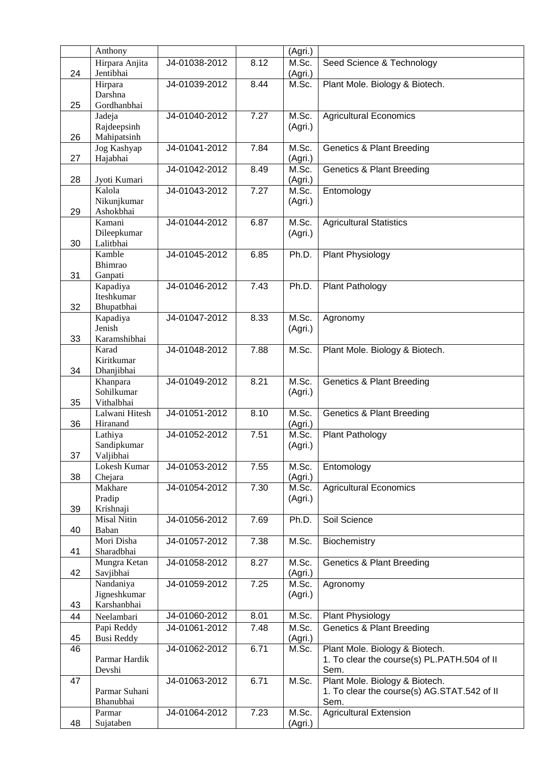| | Anthony | | | (Agri.) | |
|---|---|---|---|---|---|
| 24 | Hirpara Anjita Jentibhai | J4-01038-2012 | 8.12 | M.Sc. (Agri.) | Seed Science & Technology |
| 25 | Hirpara Darshna Gordhanbhai | J4-01039-2012 | 8.44 | M.Sc. | Plant Mole. Biology & Biotech. |
| 26 | Jadeja Rajdeepsinh Mahipatsinh | J4-01040-2012 | 7.27 | M.Sc. (Agri.) | Agricultural Economics |
| 27 | Jog Kashyap Hajabhai | J4-01041-2012 | 7.84 | M.Sc. (Agri.) | Genetics & Plant Breeding |
| 28 | Jyoti Kumari | J4-01042-2012 | 8.49 | M.Sc. (Agri.) | Genetics & Plant Breeding |
| 29 | Kalola Nikunjkumar Ashokbhai | J4-01043-2012 | 7.27 | M.Sc. (Agri.) | Entomology |
| 30 | Kamani Dileepkumar Lalitbhai | J4-01044-2012 | 6.87 | M.Sc. (Agri.) | Agricultural Statistics |
| 31 | Kamble Bhimrao Ganpati | J4-01045-2012 | 6.85 | Ph.D. | Plant Physiology |
| 32 | Kapadiya Iteshkumar Bhupatbhai | J4-01046-2012 | 7.43 | Ph.D. | Plant Pathology |
| 33 | Kapadiya Jenish Karamshibhai | J4-01047-2012 | 8.33 | M.Sc. (Agri.) | Agronomy |
| 34 | Karad Kiritkumar Dhanjibhai | J4-01048-2012 | 7.88 | M.Sc. | Plant Mole. Biology & Biotech. |
| 35 | Khanpara Sohilkumar Vithalbhai | J4-01049-2012 | 8.21 | M.Sc. (Agri.) | Genetics & Plant Breeding |
| 36 | Lalwani Hitesh Hiranand | J4-01051-2012 | 8.10 | M.Sc. (Agri.) | Genetics & Plant Breeding |
| 37 | Lathiya Sandipkumar Valjibhai | J4-01052-2012 | 7.51 | M.Sc. (Agri.) | Plant Pathology |
| 38 | Lokesh Kumar Chejara | J4-01053-2012 | 7.55 | M.Sc. (Agri.) | Entomology |
| 39 | Makhare Pradip Krishnaji | J4-01054-2012 | 7.30 | M.Sc. (Agri.) | Agricultural Economics |
| 40 | Misal Nitin Baban | J4-01056-2012 | 7.69 | Ph.D. | Soil Science |
| 41 | Mori Disha Sharadbhai | J4-01057-2012 | 7.38 | M.Sc. | Biochemistry |
| 42 | Mungra Ketan Savjibhai | J4-01058-2012 | 8.27 | M.Sc. (Agri.) | Genetics & Plant Breeding |
| 43 | Nandaniya Jigneshkumar Karshanbhai | J4-01059-2012 | 7.25 | M.Sc. (Agri.) | Agronomy |
| 44 | Neelambari | J4-01060-2012 | 8.01 | M.Sc. | Plant Physiology |
| 45 | Papi Reddy Busi Reddy | J4-01061-2012 | 7.48 | M.Sc. (Agri.) | Genetics & Plant Breeding |
| 46 | Parmar Hardik Devshi | J4-01062-2012 | 6.71 | M.Sc. | Plant Mole. Biology & Biotech. 1. To clear the course(s) PL.PATH.504 of II Sem. |
| 47 | Parmar Suhani Bhanubhai | J4-01063-2012 | 6.71 | M.Sc. | Plant Mole. Biology & Biotech. 1. To clear the course(s) AG.STAT.542 of II Sem. |
| 48 | Parmar Sujataben | J4-01064-2012 | 7.23 | M.Sc. (Agri.) | Agricultural Extension |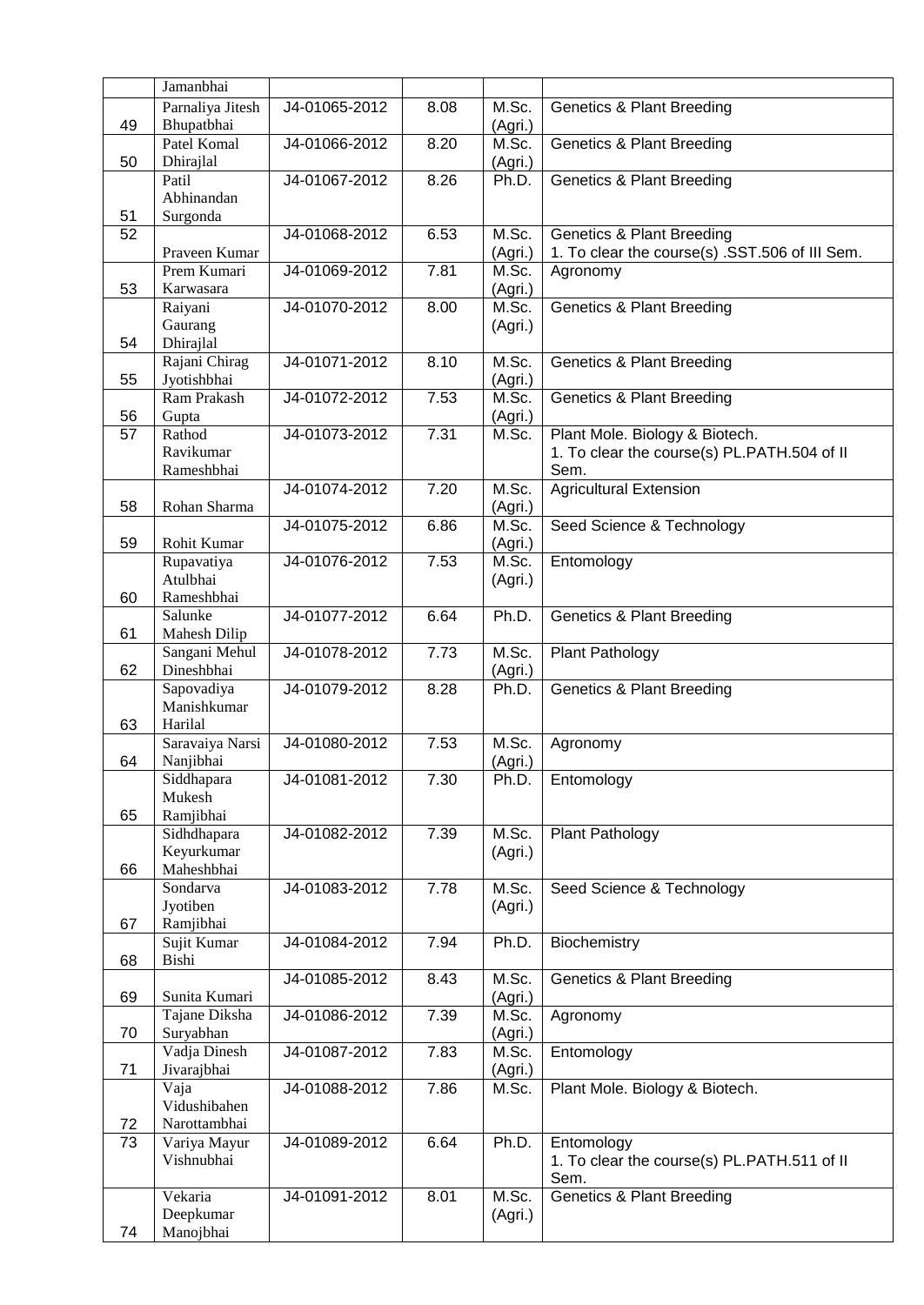|  | Jamanbhai |  |  |  |  |
|---|---|---|---|---|---|
| 49 | Parnaliya Jitesh Bhupatbhai | J4-01065-2012 | 8.08 | M.Sc. (Agri.) | Genetics & Plant Breeding |
| 50 | Patel Komal Dhirajlal | J4-01066-2012 | 8.20 | M.Sc. (Agri.) | Genetics & Plant Breeding |
| 51 | Patil Abhinandan Surgonda | J4-01067-2012 | 8.26 | Ph.D. | Genetics & Plant Breeding |
| 52 | Praveen Kumar | J4-01068-2012 | 6.53 | M.Sc. (Agri.) | Genetics & Plant Breeding<br>1. To clear the course(s) .SST.506 of III Sem. |
| 53 | Prem Kumari Karwasara | J4-01069-2012 | 7.81 | M.Sc. (Agri.) | Agronomy |
| 54 | Raiyani Gaurang Dhirajlal | J4-01070-2012 | 8.00 | M.Sc. (Agri.) | Genetics & Plant Breeding |
| 55 | Rajani Chirag Jyotishbhai | J4-01071-2012 | 8.10 | M.Sc. (Agri.) | Genetics & Plant Breeding |
| 56 | Ram Prakash Gupta | J4-01072-2012 | 7.53 | M.Sc. (Agri.) | Genetics & Plant Breeding |
| 57 | Rathod Ravikumar Rameshbhai | J4-01073-2012 | 7.31 | M.Sc. | Plant Mole. Biology & Biotech.<br>1. To clear the course(s) PL.PATH.504 of II Sem. |
| 58 | Rohan Sharma | J4-01074-2012 | 7.20 | M.Sc. (Agri.) | Agricultural Extension |
| 59 | Rohit Kumar | J4-01075-2012 | 6.86 | M.Sc. (Agri.) | Seed Science & Technology |
| 60 | Rupavatiya Atulbhai Rameshbhai | J4-01076-2012 | 7.53 | M.Sc. (Agri.) | Entomology |
| 61 | Salunke Mahesh Dilip | J4-01077-2012 | 6.64 | Ph.D. | Genetics & Plant Breeding |
| 62 | Sangani Mehul Dineshbhai | J4-01078-2012 | 7.73 | M.Sc. (Agri.) | Plant Pathology |
| 63 | Sapovadiya Manishkumar Harilal | J4-01079-2012 | 8.28 | Ph.D. | Genetics & Plant Breeding |
| 64 | Saravaiya Narsi Nanjibhai | J4-01080-2012 | 7.53 | M.Sc. (Agri.) | Agronomy |
| 65 | Siddhapara Mukesh Ramjibhai | J4-01081-2012 | 7.30 | Ph.D. | Entomology |
| 66 | Sidhdhapara Keyurkumar Maheshbhai | J4-01082-2012 | 7.39 | M.Sc. (Agri.) | Plant Pathology |
| 67 | Sondarva Jyotiben Ramjibhai | J4-01083-2012 | 7.78 | M.Sc. (Agri.) | Seed Science & Technology |
| 68 | Sujit Kumar Bishi | J4-01084-2012 | 7.94 | Ph.D. | Biochemistry |
| 69 | Sunita Kumari | J4-01085-2012 | 8.43 | M.Sc. (Agri.) | Genetics & Plant Breeding |
| 70 | Tajane Diksha Suryabhan | J4-01086-2012 | 7.39 | M.Sc. (Agri.) | Agronomy |
| 71 | Vadja Dinesh Jivarajbhai | J4-01087-2012 | 7.83 | M.Sc. (Agri.) | Entomology |
| 72 | Vaja Vidushibahen Narottambhai | J4-01088-2012 | 7.86 | M.Sc. | Plant Mole. Biology & Biotech. |
| 73 | Variya Mayur Vishnubhai | J4-01089-2012 | 6.64 | Ph.D. | Entomology<br>1. To clear the course(s) PL.PATH.511 of II Sem. |
| 74 | Vekaria Deepkumar Manojbhai | J4-01091-2012 | 8.01 | M.Sc. (Agri.) | Genetics & Plant Breeding |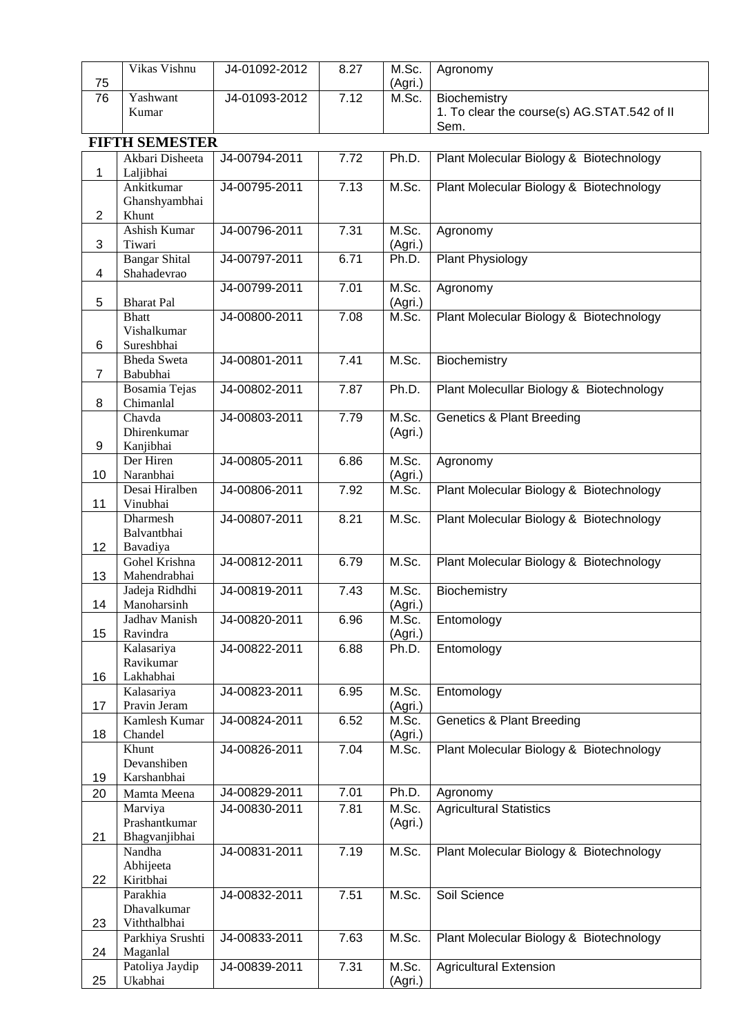| 75 | Vikas Vishnu | J4-01092-2012 | 8.27 | M.Sc. (Agri.) | Agronomy |
|---|---|---|---|---|---|
| 76 | Yashwant Kumar | J4-01093-2012 | 7.12 | M.Sc. | Biochemistry<br>1. To clear the course(s) AG.STAT.542 of II Sem. |

## FIFTH SEMESTER

| 1 | Akbari Disheeta Laljibhai | J4-00794-2011 | 7.72 | Ph.D. | Plant Molecular Biology & Biotechnology |
|---|---|---|---|---|---|
| 2 | Ankitkumar Ghanshyambhai Khunt | J4-00795-2011 | 7.13 | M.Sc. | Plant Molecular Biology & Biotechnology |
| 3 | Ashish Kumar Tiwari | J4-00796-2011 | 7.31 | M.Sc. (Agri.) | Agronomy |
| 4 | Bangar Shital Shahadevrao | J4-00797-2011 | 6.71 | Ph.D. | Plant Physiology |
| 5 | Bharat Pal | J4-00799-2011 | 7.01 | M.Sc. (Agri.) | Agronomy |
| 6 | Bhatt Vishalkumar Sureshbhai | J4-00800-2011 | 7.08 | M.Sc. | Plant Molecular Biology & Biotechnology |
| 7 | Bheda Sweta Babubhai | J4-00801-2011 | 7.41 | M.Sc. | Biochemistry |
| 8 | Bosamia Tejas Chimanlal | J4-00802-2011 | 7.87 | Ph.D. | Plant Molecullar Biology & Biotechnology |
| 9 | Chavda Dhirenkumar Kanjibhai | J4-00803-2011 | 7.79 | M.Sc. (Agri.) | Genetics & Plant Breeding |
| 10 | Der Hiren Naranbhai | J4-00805-2011 | 6.86 | M.Sc. (Agri.) | Agronomy |
| 11 | Desai Hiralben Vinubhai | J4-00806-2011 | 7.92 | M.Sc. | Plant Molecular Biology & Biotechnology |
| 12 | Dharmesh Balvantbhai Bavadiya | J4-00807-2011 | 8.21 | M.Sc. | Plant Molecular Biology & Biotechnology |
| 13 | Gohel Krishna Mahendrabhai | J4-00812-2011 | 6.79 | M.Sc. | Plant Molecular Biology & Biotechnology |
| 14 | Jadeja Ridhdhi Manoharsinh | J4-00819-2011 | 7.43 | M.Sc. (Agri.) | Biochemistry |
| 15 | Jadhav Manish Ravindra | J4-00820-2011 | 6.96 | M.Sc. (Agri.) | Entomology |
| 16 | Kalasariya Ravikumar Lakhabhai | J4-00822-2011 | 6.88 | Ph.D. | Entomology |
| 17 | Kalasariya Pravin Jeram | J4-00823-2011 | 6.95 | M.Sc. (Agri.) | Entomology |
| 18 | Kamlesh Kumar Chandel | J4-00824-2011 | 6.52 | M.Sc. (Agri.) | Genetics & Plant Breeding |
| 19 | Khunt Devanshiben Karshanbhai | J4-00826-2011 | 7.04 | M.Sc. | Plant Molecular Biology & Biotechnology |
| 20 | Mamta Meena | J4-00829-2011 | 7.01 | Ph.D. | Agronomy |
| 21 | Marviya Prashantkumar Bhagvanjibhai | J4-00830-2011 | 7.81 | M.Sc. (Agri.) | Agricultural Statistics |
| 22 | Nandha Abhijeeta Kiritbhai | J4-00831-2011 | 7.19 | M.Sc. | Plant Molecular Biology & Biotechnology |
| 23 | Parakhia Dhavalkumar Viththalbhai | J4-00832-2011 | 7.51 | M.Sc. | Soil Science |
| 24 | Parkhiya Srushti Maganlal | J4-00833-2011 | 7.63 | M.Sc. | Plant Molecular Biology & Biotechnology |
| 25 | Patoliya Jaydip Ukabhai | J4-00839-2011 | 7.31 | M.Sc. (Agri.) | Agricultural Extension |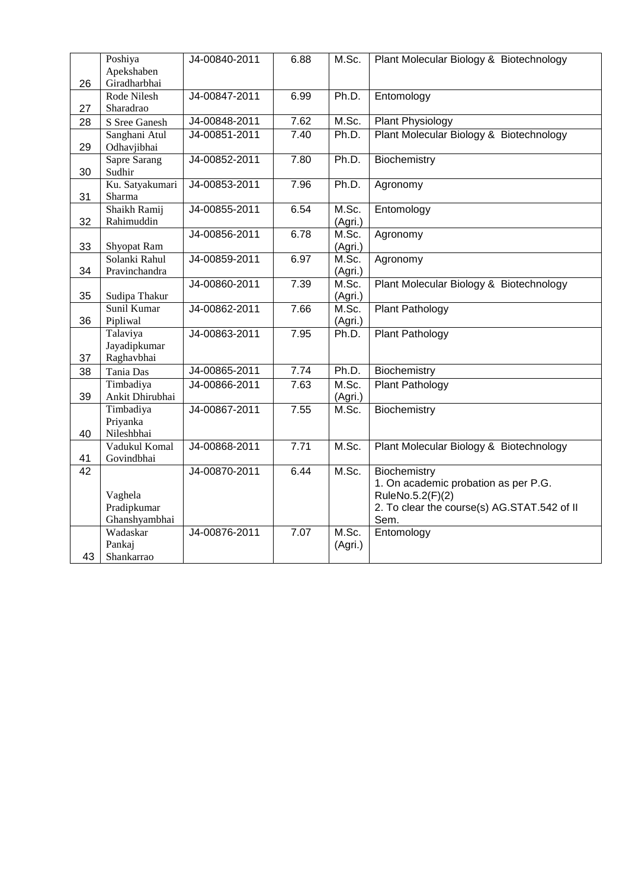| | | | | | |
|---|---|---|---|---|---|
| 26 | Poshiya Apekshaben Giradharbhai | J4-00840-2011 | 6.88 | M.Sc. | Plant Molecular Biology & Biotechnology |
| 27 | Rode Nilesh Sharadrao | J4-00847-2011 | 6.99 | Ph.D. | Entomology |
| 28 | S Sree Ganesh | J4-00848-2011 | 7.62 | M.Sc. | Plant Physiology |
| 29 | Sanghani Atul Odhavjibhai | J4-00851-2011 | 7.40 | Ph.D. | Plant Molecular Biology & Biotechnology |
| 30 | Sapre Sarang Sudhir | J4-00852-2011 | 7.80 | Ph.D. | Biochemistry |
| 31 | Ku. Satyakumari Sharma | J4-00853-2011 | 7.96 | Ph.D. | Agronomy |
| 32 | Shaikh Ramij Rahimuddin | J4-00855-2011 | 6.54 | M.Sc. (Agri.) | Entomology |
| 33 | Shyopat Ram | J4-00856-2011 | 6.78 | M.Sc. (Agri.) | Agronomy |
| 34 | Solanki Rahul Pravinchandra | J4-00859-2011 | 6.97 | M.Sc. (Agri.) | Agronomy |
| 35 | Sudipa Thakur | J4-00860-2011 | 7.39 | M.Sc. (Agri.) | Plant Molecular Biology & Biotechnology |
| 36 | Sunil Kumar Pipliwal | J4-00862-2011 | 7.66 | M.Sc. (Agri.) | Plant Pathology |
| 37 | Talaviya Jayadipkumar Raghavbhai | J4-00863-2011 | 7.95 | Ph.D. | Plant Pathology |
| 38 | Tania Das | J4-00865-2011 | 7.74 | Ph.D. | Biochemistry |
| 39 | Timbadiya Ankit Dhirubhai | J4-00866-2011 | 7.63 | M.Sc. (Agri.) | Plant Pathology |
| 40 | Timbadiya Priyanka Nileshbhai | J4-00867-2011 | 7.55 | M.Sc. | Biochemistry |
| 41 | Vadukul Komal Govindbhai | J4-00868-2011 | 7.71 | M.Sc. | Plant Molecular Biology & Biotechnology |
| 42 | Vaghela Pradipkumar Ghanshyambhai | J4-00870-2011 | 6.44 | M.Sc. | Biochemistry<br>1. On academic probation as per P.G. RuleNo.5.2(F)(2)<br>2. To clear the course(s) AG.STAT.542 of II Sem. |
| 43 | Wadaskar Pankaj Shankarrao | J4-00876-2011 | 7.07 | M.Sc. (Agri.) | Entomology |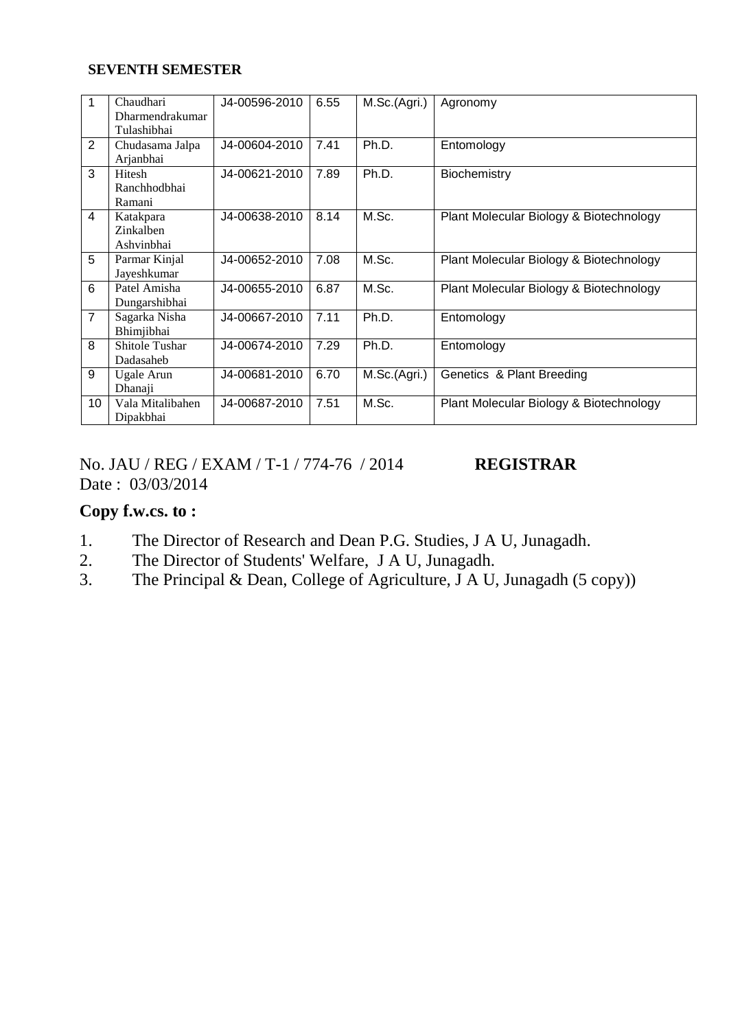**SEVENTH SEMESTER**

| 1 | Chaudhari Dharmendrakumar Tulashibhai | J4-00596-2010 | 6.55 | M.Sc.(Agri.) | Agronomy |
|---|---|---|---|---|---|
| 2 | Chudasama Jalpa Arjanbhai | J4-00604-2010 | 7.41 | Ph.D. | Entomology |
| 3 | Hitesh Ranchhodbhai Ramani | J4-00621-2010 | 7.89 | Ph.D. | Biochemistry |
| 4 | Katakpara Zinkalben Ashvinbhai | J4-00638-2010 | 8.14 | M.Sc. | Plant Molecular Biology & Biotechnology |
| 5 | Parmar Kinjal Jayeshkumar | J4-00652-2010 | 7.08 | M.Sc. | Plant Molecular Biology & Biotechnology |
| 6 | Patel Amisha Dungarshibhai | J4-00655-2010 | 6.87 | M.Sc. | Plant Molecular Biology & Biotechnology |
| 7 | Sagarka Nisha Bhimjibhai | J4-00667-2010 | 7.11 | Ph.D. | Entomology |
| 8 | Shitole Tushar Dadasaheb | J4-00674-2010 | 7.29 | Ph.D. | Entomology |
| 9 | Ugale Arun Dhanaji | J4-00681-2010 | 6.70 | M.Sc.(Agri.) | Genetics & Plant Breeding |
| 10 | Vala Mitalibahen Dipakbhai | J4-00687-2010 | 7.51 | M.Sc. | Plant Molecular Biology & Biotechnology |

No. JAU / REG / EXAM / T-1 / 774-76 / 2014 **REGISTRAR**
Date : 03/03/2014

**Copy f.w.cs. to :**

1. The Director of Research and Dean P.G. Studies, J A U, Junagadh.
2. The Director of Students' Welfare, J A U, Junagadh.
3. The Principal & Dean, College of Agriculture, J A U, Junagadh (5 copy))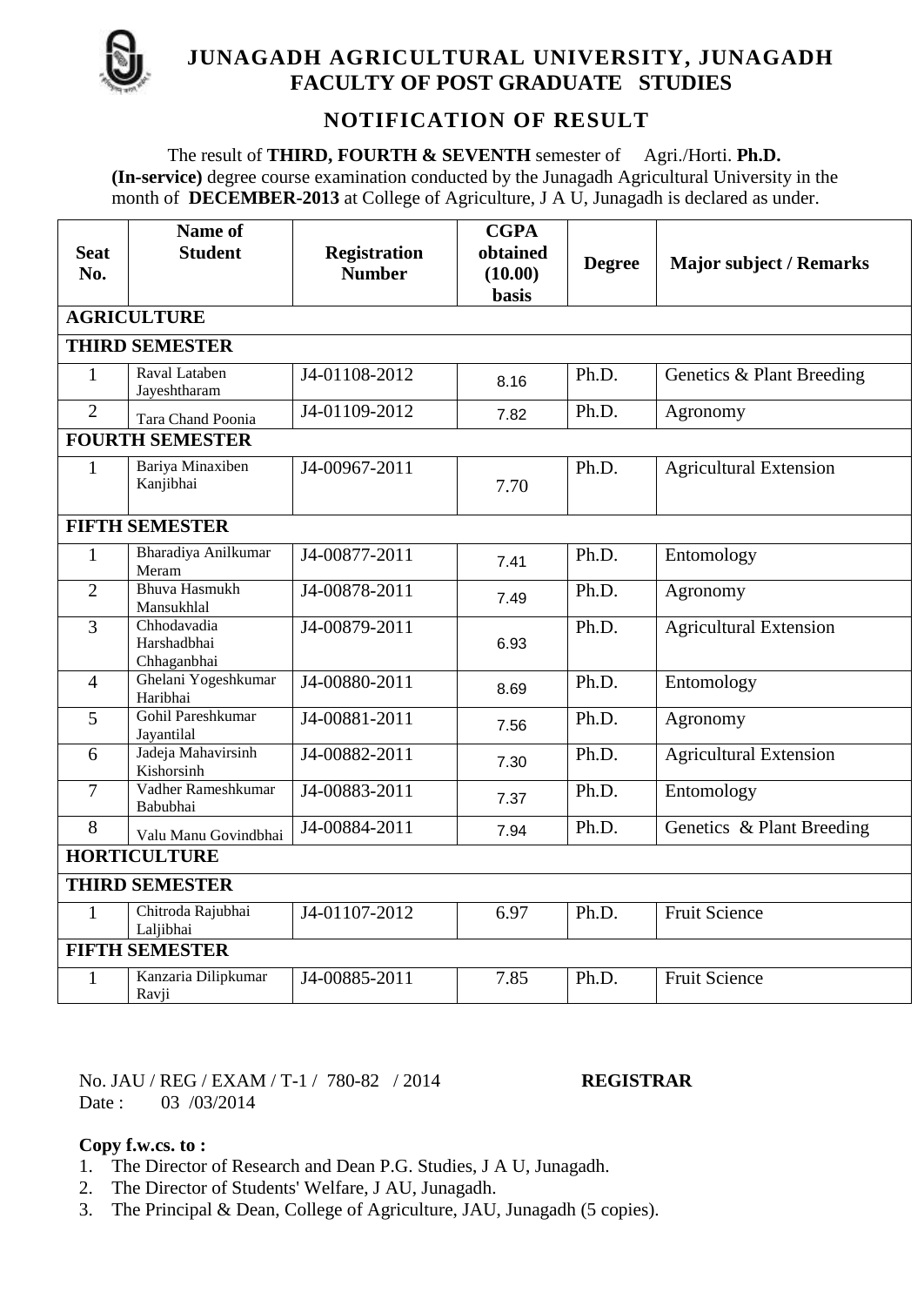# JUNAGADH AGRICULTURAL UNIVERSITY, JUNAGADH

## FACULTY OF POST GRADUATE STUDIES

## NOTIFICATION OF RESULT

The result of **THIRD, FOURTH & SEVENTH** semester of Agri./Horti. **Ph.D. (In-service)** degree course examination conducted by the Junagadh Agricultural University in the month of **DECEMBER-2013** at College of Agriculture, J A U, Junagadh is declared as under.

| Seat No. | Name of Student | Registration Number | CGPA obtained (10.00) basis | Degree | Major subject / Remarks |
|---|---|---|---|---|---|
| **AGRICULTURE** | | | | | |
| **THIRD SEMESTER** | | | | | |
| 1 | Raval Lataben Jayeshtharam | J4-01108-2012 | 8.16 | Ph.D. | Genetics & Plant Breeding |
| 2 | Tara Chand Poonia | J4-01109-2012 | 7.82 | Ph.D. | Agronomy |
| **FOURTH SEMESTER** | | | | | |
| 1 | Bariya Minaxiben Kanjibhai | J4-00967-2011 | 7.70 | Ph.D. | Agricultural Extension |
| **FIFTH SEMESTER** | | | | | |
| 1 | Bharadiya Anilkumar Meram | J4-00877-2011 | 7.41 | Ph.D. | Entomology |
| 2 | Bhuva Hasmukh Mansukhlal | J4-00878-2011 | 7.49 | Ph.D. | Agronomy |
| 3 | Chhodavadia Harshadbhai Chhaganbhai | J4-00879-2011 | 6.93 | Ph.D. | Agricultural Extension |
| 4 | Ghelani Yogeshkumar Haribhai | J4-00880-2011 | 8.69 | Ph.D. | Entomology |
| 5 | Gohil Pareshkumar Jayantilal | J4-00881-2011 | 7.56 | Ph.D. | Agronomy |
| 6 | Jadeja Mahavirsinh Kishorsinh | J4-00882-2011 | 7.30 | Ph.D. | Agricultural Extension |
| 7 | Vadher Rameshkumar Babubhai | J4-00883-2011 | 7.37 | Ph.D. | Entomology |
| 8 | Valu Manu Govindbhai | J4-00884-2011 | 7.94 | Ph.D. | Genetics & Plant Breeding |
| **HORTICULTURE** | | | | | |
| **THIRD SEMESTER** | | | | | |
| 1 | Chitroda Rajubhai Laljibhai | J4-01107-2012 | 6.97 | Ph.D. | Fruit Science |
| **FIFTH SEMESTER** | | | | | |
| 1 | Kanzaria Dilipkumar Ravji | J4-00885-2011 | 7.85 | Ph.D. | Fruit Science |

No. JAU / REG / EXAM / T-1 / 780-82 / 2014 **REGISTRAR**

Date : 03 /03/2014

**Copy f.w.cs. to :**

1. The Director of Research and Dean P.G. Studies, J A U, Junagadh.
2. The Director of Students' Welfare, J AU, Junagadh.
3. The Principal & Dean, College of Agriculture, JAU, Junagadh (5 copies).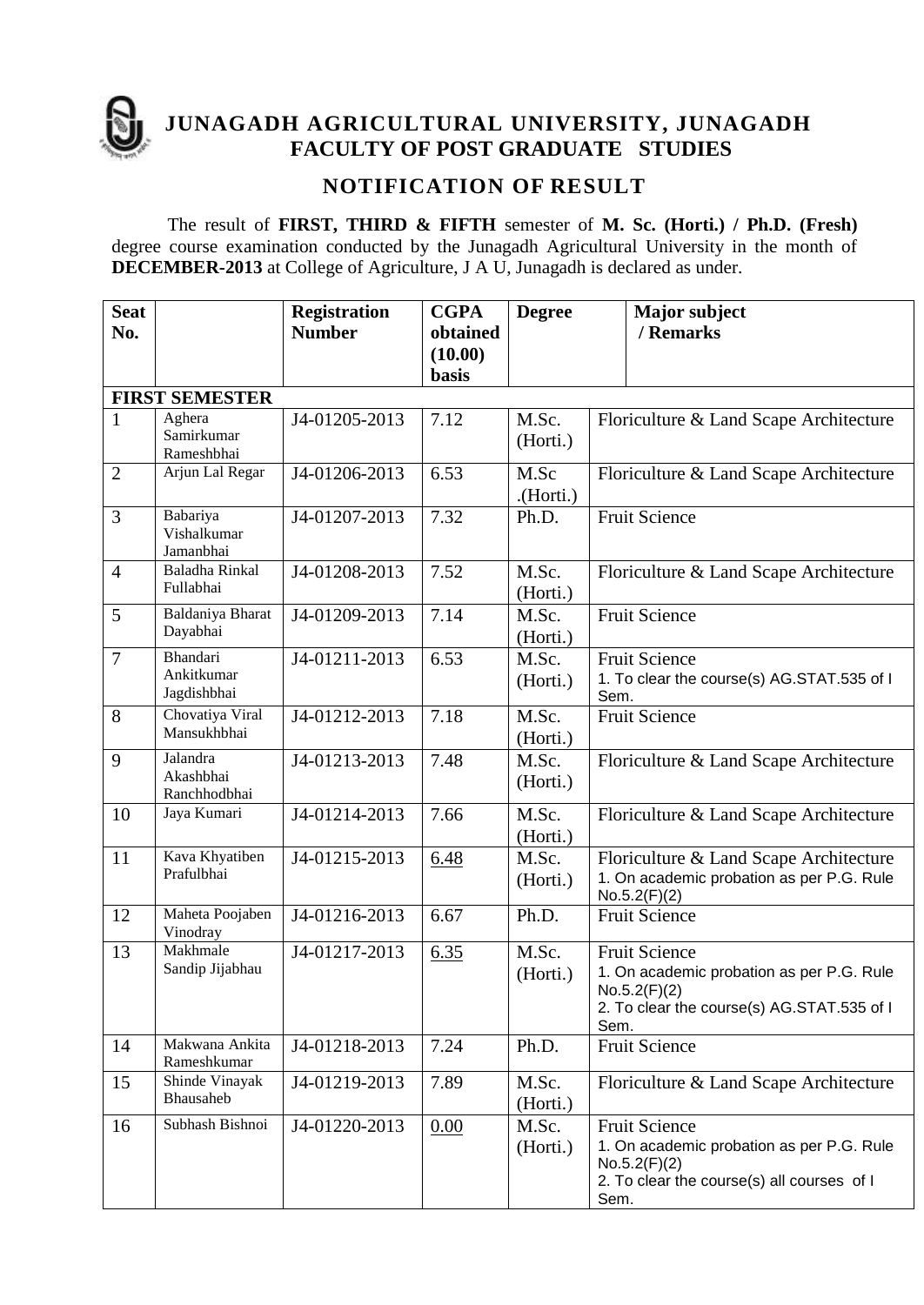# JUNAGADH AGRICULTURAL UNIVERSITY, JUNAGADH
## FACULTY OF POST GRADUATE STUDIES

## NOTIFICATION OF RESULT

The result of **FIRST, THIRD & FIFTH** semester of **M. Sc. (Horti.) / Ph.D. (Fresh)** degree course examination conducted by the Junagadh Agricultural University in the month of **DECEMBER-2013** at College of Agriculture, J A U, Junagadh is declared as under.

| Seat No. | | Registration Number | CGPA obtained (10.00) basis | Degree | Major subject / Remarks |
|---|---|---|---|---|---|
| **FIRST SEMESTER** | | | | | |
| 1 | Aghera Samirkumar Rameshbhai | J4-01205-2013 | 7.12 | M.Sc. (Horti.) | Floriculture & Land Scape Architecture |
| 2 | Arjun Lal Regar | J4-01206-2013 | 6.53 | M.Sc .(Horti.) | Floriculture & Land Scape Architecture |
| 3 | Babariya Vishalkumar Jamanbhai | J4-01207-2013 | 7.32 | Ph.D. | Fruit Science |
| 4 | Baladha Rinkal Fullabhai | J4-01208-2013 | 7.52 | M.Sc. (Horti.) | Floriculture & Land Scape Architecture |
| 5 | Baldaniya Bharat Dayabhai | J4-01209-2013 | 7.14 | M.Sc. (Horti.) | Fruit Science |
| 7 | Bhandari Ankitkumar Jagdishbhai | J4-01211-2013 | 6.53 | M.Sc. (Horti.) | Fruit Science<br>1. To clear the course(s) AG.STAT.535 of I Sem. |
| 8 | Chovatiya Viral Mansukhbhai | J4-01212-2013 | 7.18 | M.Sc. (Horti.) | Fruit Science |
| 9 | Jalandra Akashbhai Ranchhodbhai | J4-01213-2013 | 7.48 | M.Sc. (Horti.) | Floriculture & Land Scape Architecture |
| 10 | Jaya Kumari | J4-01214-2013 | 7.66 | M.Sc. (Horti.) | Floriculture & Land Scape Architecture |
| 11 | Kava Khyatiben Prafulbhai | J4-01215-2013 | 6.48 | M.Sc. (Horti.) | Floriculture & Land Scape Architecture<br>1. On academic probation as per P.G. Rule No.5.2(F)(2) |
| 12 | Maheta Poojaben Vinodray | J4-01216-2013 | 6.67 | Ph.D. | Fruit Science |
| 13 | Makhmale Sandip Jijabhau | J4-01217-2013 | 6.35 | M.Sc. (Horti.) | Fruit Science<br>1. On academic probation as per P.G. Rule No.5.2(F)(2)<br>2. To clear the course(s) AG.STAT.535 of I Sem. |
| 14 | Makwana Ankita Rameshkumar | J4-01218-2013 | 7.24 | Ph.D. | Fruit Science |
| 15 | Shinde Vinayak Bhausaheb | J4-01219-2013 | 7.89 | M.Sc. (Horti.) | Floriculture & Land Scape Architecture |
| 16 | Subhash Bishnoi | J4-01220-2013 | 0.00 | M.Sc. (Horti.) | Fruit Science<br>1. On academic probation as per P.G. Rule No.5.2(F)(2)<br>2. To clear the course(s) all courses of I Sem. |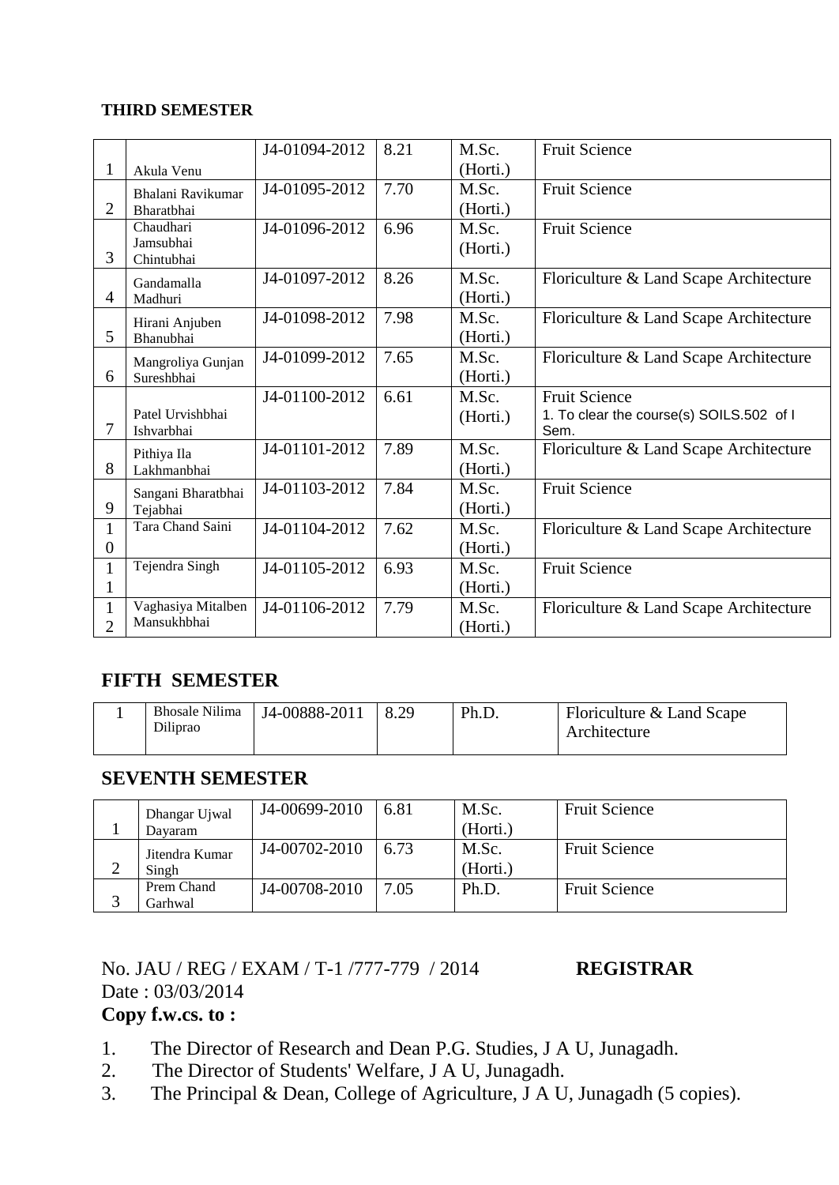**THIRD SEMESTER**

| | | | | | |
|---|---|---|---|---|---|
| 1 | Akula Venu | J4-01094-2012 | 8.21 | M.Sc. (Horti.) | Fruit Science |
| 2 | Bhalani Ravikumar Bharatbhai | J4-01095-2012 | 7.70 | M.Sc. (Horti.) | Fruit Science |
| 3 | Chaudhari Jamsubhai Chintubhai | J4-01096-2012 | 6.96 | M.Sc. (Horti.) | Fruit Science |
| 4 | Gandamalla Madhuri | J4-01097-2012 | 8.26 | M.Sc. (Horti.) | Floriculture & Land Scape Architecture |
| 5 | Hirani Anjuben Bhanubhai | J4-01098-2012 | 7.98 | M.Sc. (Horti.) | Floriculture & Land Scape Architecture |
| 6 | Mangroliya Gunjan Sureshbhai | J4-01099-2012 | 7.65 | M.Sc. (Horti.) | Floriculture & Land Scape Architecture |
| 7 | Patel Urvishbhai Ishvarbhai | J4-01100-2012 | 6.61 | M.Sc. (Horti.) | Fruit Science<br>1. To clear the course(s) SOILS.502 of I Sem. |
| 8 | Pithiya Ila Lakhmanbhai | J4-01101-2012 | 7.89 | M.Sc. (Horti.) | Floriculture & Land Scape Architecture |
| 9 | Sangani Bharatbhai Tejabhai | J4-01103-2012 | 7.84 | M.Sc. (Horti.) | Fruit Science |
| 10 | Tara Chand Saini | J4-01104-2012 | 7.62 | M.Sc. (Horti.) | Floriculture & Land Scape Architecture |
| 11 | Tejendra Singh | J4-01105-2012 | 6.93 | M.Sc. (Horti.) | Fruit Science |
| 12 | Vaghasiya Mitalben Mansukhbhai | J4-01106-2012 | 7.79 | M.Sc. (Horti.) | Floriculture & Land Scape Architecture |

**FIFTH SEMESTER**

| | | | | | |
|---|---|---|---|---|---|
| 1 | Bhosale Nilima Diliprao | J4-00888-2011 | 8.29 | Ph.D. | Floriculture & Land Scape Architecture |

**SEVENTH SEMESTER**

| | | | | | |
|---|---|---|---|---|---|
| 1 | Dhangar Ujwal Dayaram | J4-00699-2010 | 6.81 | M.Sc. (Horti.) | Fruit Science |
| 2 | Jitendra Kumar Singh | J4-00702-2010 | 6.73 | M.Sc. (Horti.) | Fruit Science |
| 3 | Prem Chand Garhwal | J4-00708-2010 | 7.05 | Ph.D. | Fruit Science |

No. JAU / REG / EXAM / T-1 /777-779 / 2014 **REGISTRAR**

Date : 03/03/2014

**Copy f.w.cs. to :**

1. The Director of Research and Dean P.G. Studies, J A U, Junagadh.
2. The Director of Students' Welfare, J A U, Junagadh.
3. The Principal & Dean, College of Agriculture, J A U, Junagadh (5 copies).